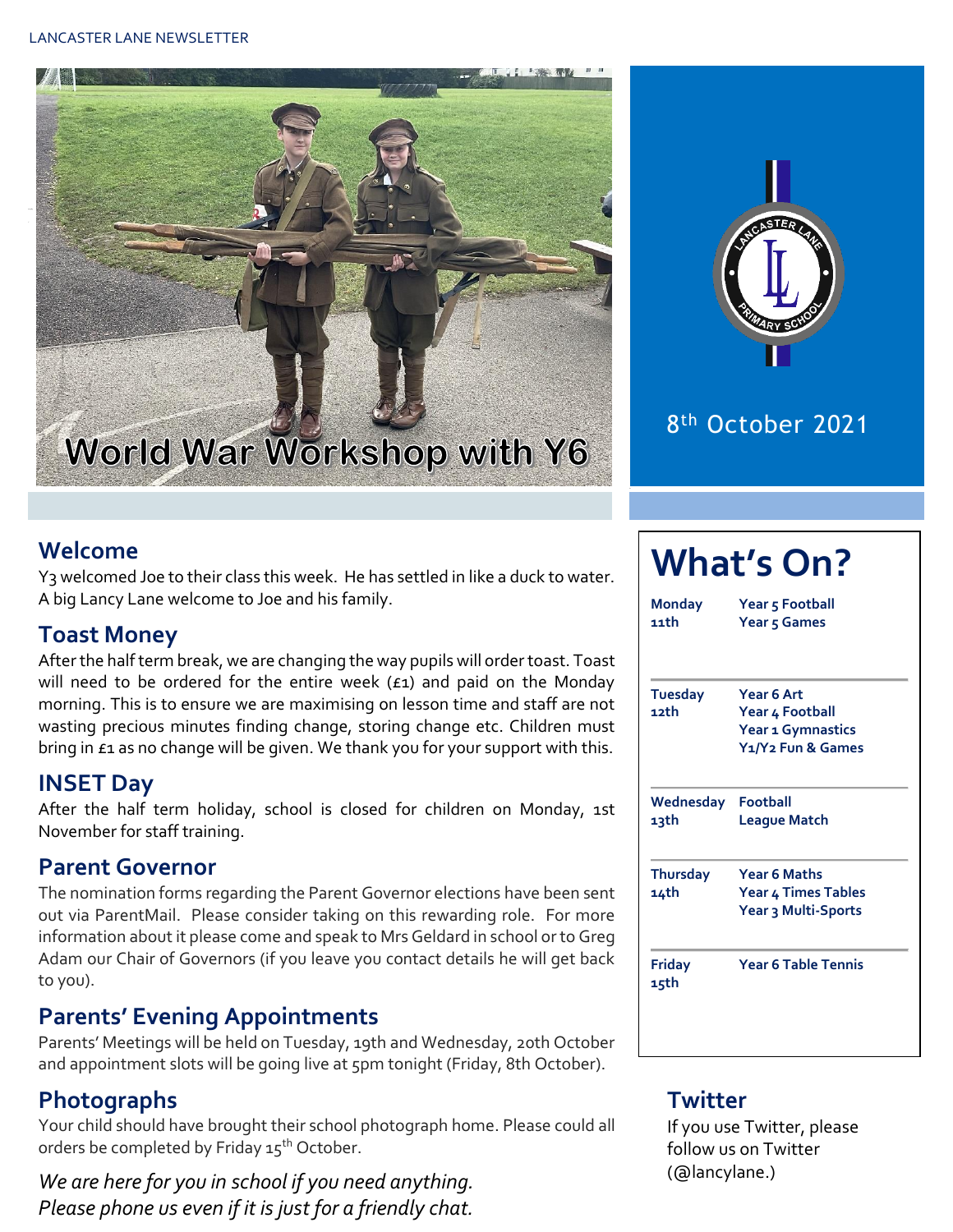LANCASTER LANE NEWSLETTER

# World War Workshop with Y6

8th October 2021

## Welcome

Y3 welcomed Joe to their class this week. He has settled in like a duck to water. A big Lancy Lane welcome to Joe and his family.

## Toast Money

After the half term break, we are changing the way pupils will order toast. Toast will need to be ordered for the entire week (£1) and paid on the Monday morning. This is to ensure we are maximising on lesson time and staff are not wasting precious minutes finding change, storing change etc. Children must bring in £1 as no change will be given. We thank you for your support with this.

## INSET Day

After the half term holiday, school is closed for children on Monday, 1st November for staff training.

## Parent Governor

The nomination forms regarding the Parent Governor elections have been sent out via ParentMail. Please consider taking on this rewarding role. For more information about it please come and speak to Mrs Geldard in school or to Greg Adam our Chair of Governors (if you leave you contact details he will get back to you).

## Parents' Evening Appointments

Parents' Meetings will be held on Tuesday, 19th and Wednesday, 20th October and appointment slots will be going live at 5pm tonight (Friday, 8th October).

## Photographs

Your child should have brought their school photograph home. Please could all orders be completed by Friday 15th October.

*We are here for you in school if you need anything. Please phone us even if it is just for a friendly chat.*

## What's On?

| Day | Activities |
|---|---|
| **Monday 11th** | **Year 5 Football**<br>**Year 5 Games** |
| **Tuesday 12th** | **Year 6 Art**<br>**Year 4 Football**<br>**Year 1 Gymnastics**<br>**Y1/Y2 Fun & Games** |
| **Wednesday 13th** | **Football League Match** |
| **Thursday 14th** | **Year 6 Maths**<br>**Year 4 Times Tables**<br>**Year 3 Multi-Sports** |
| **Friday 15th** | **Year 6 Table Tennis** |

## Twitter

If you use Twitter, please follow us on Twitter (@lancylane.)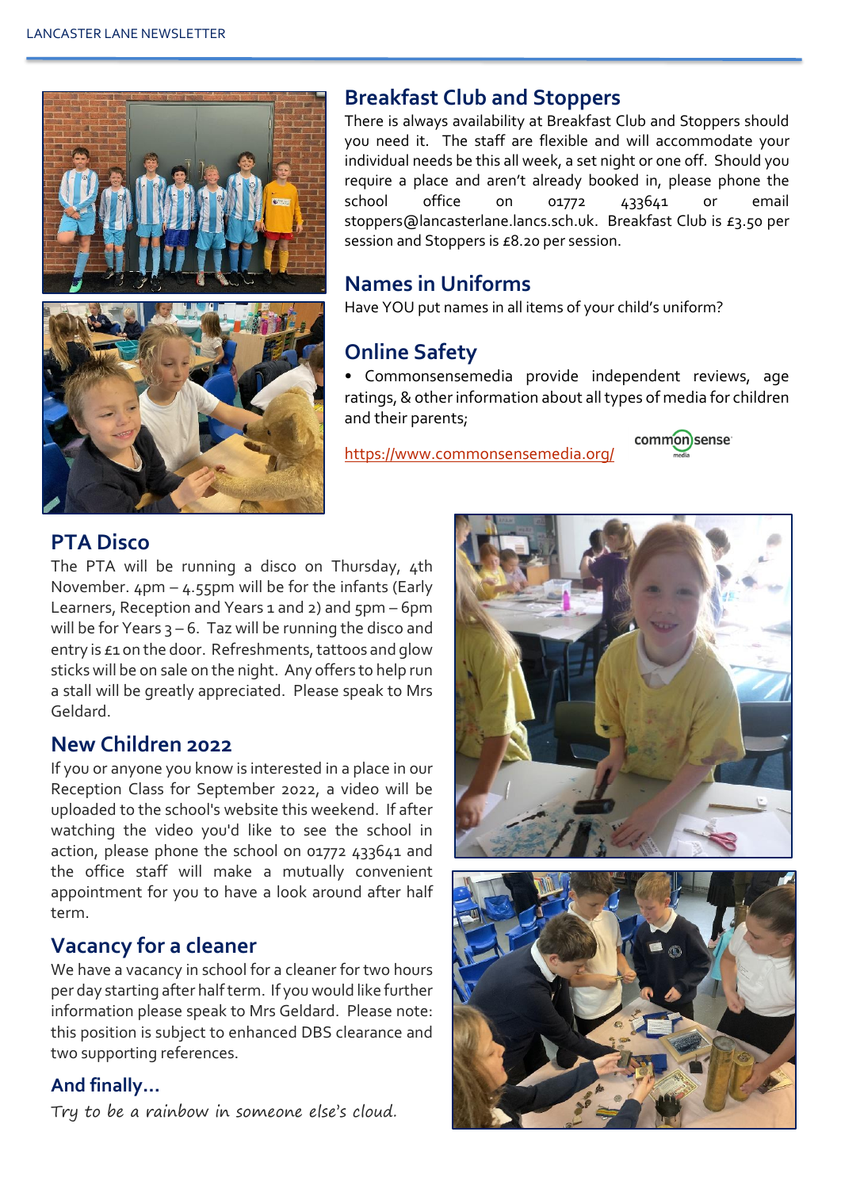## Breakfast Club and Stoppers

There is always availability at Breakfast Club and Stoppers should you need it. The staff are flexible and will accommodate your individual needs be this all week, a set night or one off. Should you require a place and aren't already booked in, please phone the school office on 01772 433641 or email stoppers@lancasterlane.lancs.sch.uk. Breakfast Club is £3.50 per session and Stoppers is £8.20 per session.

## Names in Uniforms

Have YOU put names in all items of your child's uniform?

## Online Safety

- Commonsensemedia provide independent reviews, age ratings, & other information about all types of media for children and their parents;

https://www.commonsensemedia.org/

## PTA Disco

The PTA will be running a disco on Thursday, 4th November. 4pm – 4.55pm will be for the infants (Early Learners, Reception and Years 1 and 2) and 5pm – 6pm will be for Years 3 – 6. Taz will be running the disco and entry is £1 on the door. Refreshments, tattoos and glow sticks will be on sale on the night. Any offers to help run a stall will be greatly appreciated. Please speak to Mrs Geldard.

## New Children 2022

If you or anyone you know is interested in a place in our Reception Class for September 2022, a video will be uploaded to the school's website this weekend. If after watching the video you'd like to see the school in action, please phone the school on 01772 433641 and the office staff will make a mutually convenient appointment for you to have a look around after half term.

## Vacancy for a cleaner

We have a vacancy in school for a cleaner for two hours per day starting after half term. If you would like further information please speak to Mrs Geldard. Please note: this position is subject to enhanced DBS clearance and two supporting references.

## And finally…

*Try to be a rainbow in someone else's cloud.*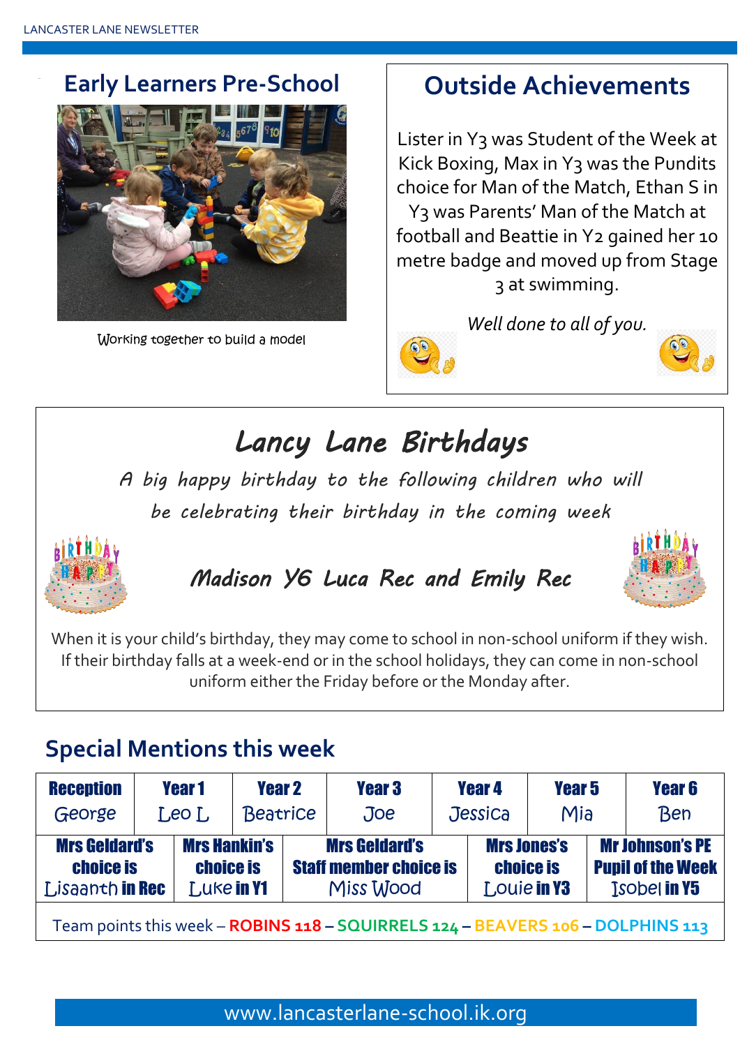## Early Learners Pre-School

Working together to build a model

## Outside Achievements

Lister in Y3 was Student of the Week at Kick Boxing, Max in Y3 was the Pundits choice for Man of the Match, Ethan S in Y3 was Parents' Man of the Match at football and Beattie in Y2 gained her 10 metre badge and moved up from Stage 3 at swimming.

*Well done to all of you.*

## *Lancy Lane Birthdays*

*A big happy birthday to the following children who will be celebrating their birthday in the coming week*

*Madison Y6 Luca Rec and Emily Rec*

When it is your child's birthday, they may come to school in non-school uniform if they wish. If their birthday falls at a week-end or in the school holidays, they can come in non-school uniform either the Friday before or the Monday after.

## Special Mentions this week

| **Reception** | **Year 1** | **Year 2** | **Year 3** | **Year 4** | **Year 5** | **Year 6** |
|---|---|---|---|---|---|---|
| George | Leo L | Beatrice | Joe | Jessica | Mia | Ben |

| **Mrs Geldard's choice is** | **Mrs Hankin's choice is** | **Mrs Geldard's Staff member choice is** | **Mrs Jones's choice is** | **Mr Johnson's PE Pupil of the Week** |
|---|---|---|---|---|
| Lisaanth **in Rec** | Luke **in Y1** | Miss Wood | Louie **in Y3** | Isobel **in Y5** |

Team points this week – **ROBINS 118** – **SQUIRRELS 124** – **BEAVERS 106** – **DOLPHINS 113**

www.lancasterlane-school.ik.org